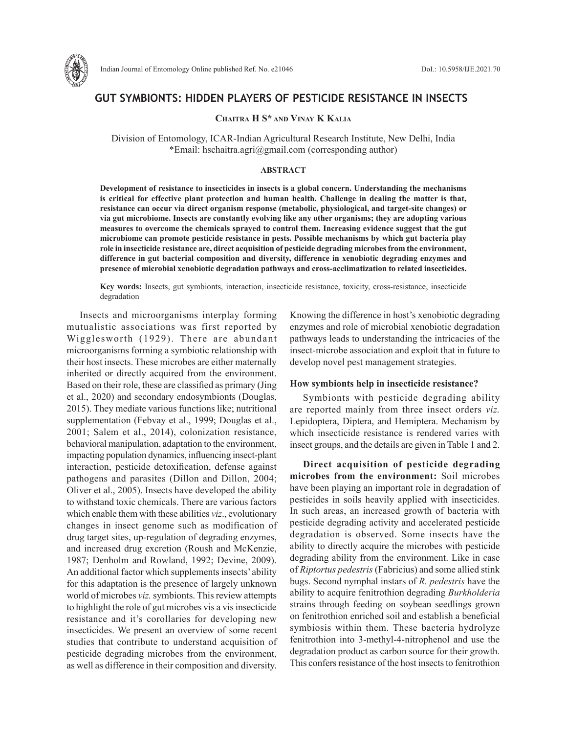# GUT SYMBIONTS: HIDDEN PLAYERS OF PESTICIDE RESISTANCE IN INSECTS

**Chaitra H S\* and Vinay K Kalia**

Division of Entomology, ICAR-Indian Agricultural Research Institute, New Delhi, India
*Email: hschaitra.agri@gmail.com (corresponding author)

### ABSTRACT

**Development of resistance to insecticides in insects is a global concern. Understanding the mechanisms is critical for effective plant protection and human health. Challenge in dealing the matter is that, resistance can occur via direct organism response (metabolic, physiological, and target-site changes) or via gut microbiome. Insects are constantly evolving like any other organisms; they are adopting various measures to overcome the chemicals sprayed to control them. Increasing evidence suggest that the gut microbiome can promote pesticide resistance in pests. Possible mechanisms by which gut bacteria play role in insecticide resistance are, direct acquisition of pesticide degrading microbes from the environment, difference in gut bacterial composition and diversity, difference in xenobiotic degrading enzymes and presence of microbial xenobiotic degradation pathways and cross-acclimatization to related insecticides.**

**Key words:** Insects, gut symbionts, interaction, insecticide resistance, toxicity, cross-resistance, insecticide degradation

Insects and microorganisms interplay forming mutualistic associations was first reported by Wigglesworth (1929). There are abundant microorganisms forming a symbiotic relationship with their host insects. These microbes are either maternally inherited or directly acquired from the environment. Based on their role, these are classified as primary (Jing et al., 2020) and secondary endosymbionts (Douglas, 2015). They mediate various functions like; nutritional supplementation (Febvay et al., 1999; Douglas et al., 2001; Salem et al., 2014), colonization resistance, behavioral manipulation, adaptation to the environment, impacting population dynamics, influencing insect-plant interaction, pesticide detoxification, defense against pathogens and parasites (Dillon and Dillon, 2004; Oliver et al., 2005). Insects have developed the ability to withstand toxic chemicals. There are various factors which enable them with these abilities *viz*., evolutionary changes in insect genome such as modification of drug target sites, up-regulation of degrading enzymes, and increased drug excretion (Roush and McKenzie, 1987; Denholm and Rowland, 1992; Devine, 2009). An additional factor which supplements insects' ability for this adaptation is the presence of largely unknown world of microbes *viz.* symbionts. This review attempts to highlight the role of gut microbes vis a vis insecticide resistance and it's corollaries for developing new insecticides. We present an overview of some recent studies that contribute to understand acquisition of pesticide degrading microbes from the environment, as well as difference in their composition and diversity. Knowing the difference in host's xenobiotic degrading enzymes and role of microbial xenobiotic degradation pathways leads to understanding the intricacies of the insect-microbe association and exploit that in future to develop novel pest management strategies.

### How symbionts help in insecticide resistance?

Symbionts with pesticide degrading ability are reported mainly from three insect orders *viz.* Lepidoptera, Diptera, and Hemiptera. Mechanism by which insecticide resistance is rendered varies with insect groups, and the details are given in Table 1 and 2.

**Direct acquisition of pesticide degrading microbes from the environment:** Soil microbes have been playing an important role in degradation of pesticides in soils heavily applied with insecticides. In such areas, an increased growth of bacteria with pesticide degrading activity and accelerated pesticide degradation is observed. Some insects have the ability to directly acquire the microbes with pesticide degrading ability from the environment. Like in case of *Riptortus pedestris* (Fabricius) and some allied stink bugs. Second nymphal instars of *R. pedestris* have the ability to acquire fenitrothion degrading *Burkholderia* strains through feeding on soybean seedlings grown on fenitrothion enriched soil and establish a beneficial symbiosis within them. These bacteria hydrolyze fenitrothion into 3-methyl-4-nitrophenol and use the degradation product as carbon source for their growth. This confers resistance of the host insects to fenitrothion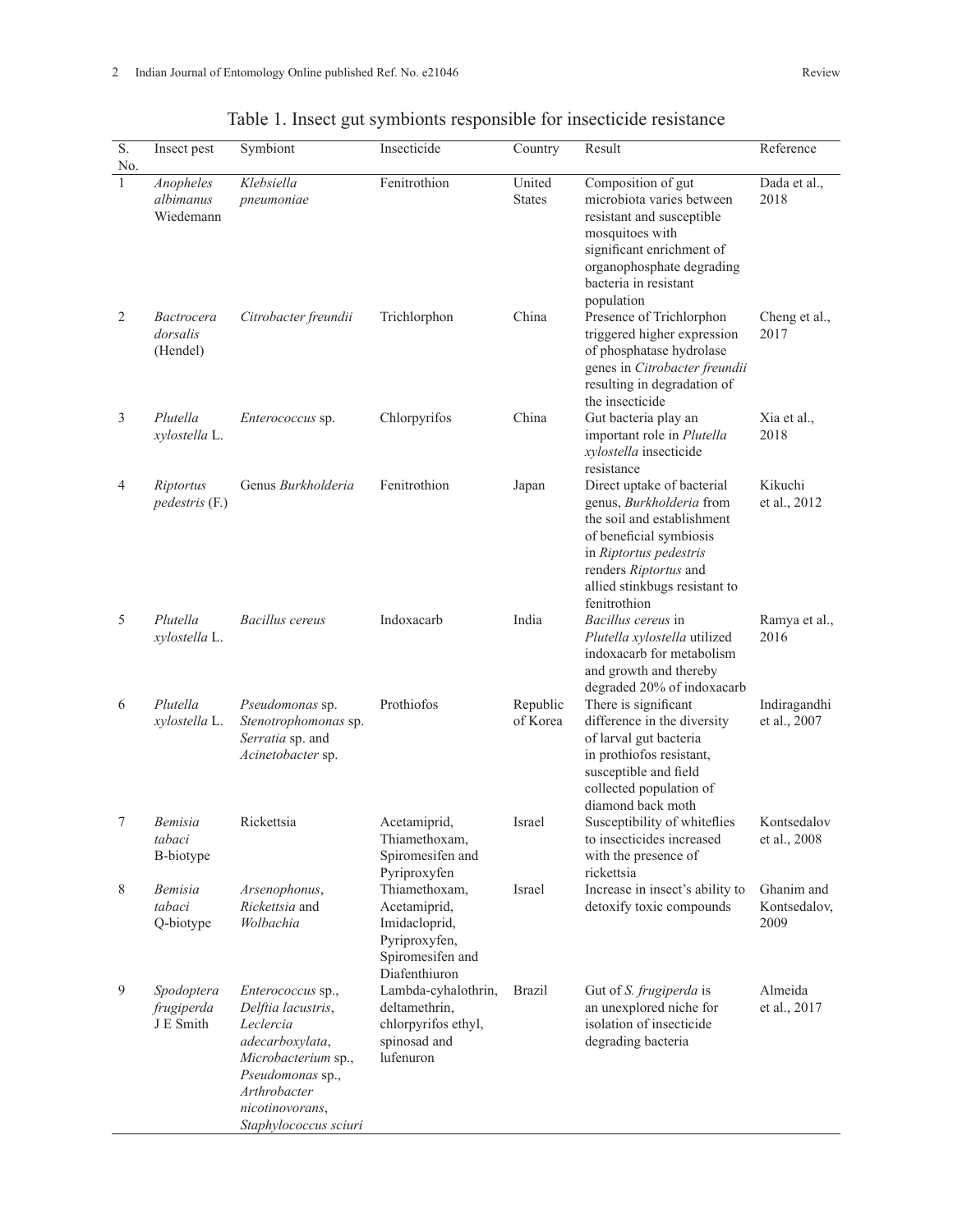Table 1. Insect gut symbionts responsible for insecticide resistance

| S. No. | Insect pest | Symbiont | Insecticide | Country | Result | Reference |
|---|---|---|---|---|---|---|
| 1 | *Anopheles albimanus* Wiedemann | *Klebsiella pneumoniae* | Fenitrothion | United States | Composition of gut microbiota varies between resistant and susceptible mosquitoes with significant enrichment of organophosphate degrading bacteria in resistant population | Dada et al., 2018 |
| 2 | *Bactrocera dorsalis* (Hendel) | *Citrobacter freundii* | Trichlorphon | China | Presence of Trichlorphon triggered higher expression of phosphatase hydrolase genes in *Citrobacter freundii* resulting in degradation of the insecticide | Cheng et al., 2017 |
| 3 | *Plutella xylostella* L. | *Enterococcus* sp. | Chlorpyrifos | China | Gut bacteria play an important role in *Plutella xylostella* insecticide resistance | Xia et al., 2018 |
| 4 | *Riptortus pedestris* (F.) | Genus *Burkholderia* | Fenitrothion | Japan | Direct uptake of bacterial genus, *Burkholderia* from the soil and establishment of beneficial symbiosis in *Riptortus pedestris* renders *Riptortus* and allied stinkbugs resistant to fenitrothion | Kikuchi et al., 2012 |
| 5 | *Plutella xylostella* L. | *Bacillus cereus* | Indoxacarb | India | *Bacillus cereus* in *Plutella xylostella* utilized indoxacarb for metabolism and growth and thereby degraded 20% of indoxacarb | Ramya et al., 2016 |
| 6 | *Plutella xylostella* L. | *Pseudomonas* sp. *Stenotrophomonas* sp. *Serratia* sp. and *Acinetobacter* sp. | Prothiofos | Republic of Korea | There is significant difference in the diversity of larval gut bacteria in prothiofos resistant, susceptible and field collected population of diamond back moth | Indiragandhi et al., 2007 |
| 7 | *Bemisia tabaci* B-biotype | Rickettsia | Acetamiprid, Thiamethoxam, Spiromesifen and Pyriproxyfen | Israel | Susceptibility of whiteflies to insecticides increased with the presence of rickettsia | Kontsedalov et al., 2008 |
| 8 | *Bemisia tabaci* Q-biotype | *Arsenophonus*, *Rickettsia* and *Wolbachia* | Thiamethoxam, Acetamiprid, Imidacloprid, Pyriproxyfen, Spiromesifen and Diafenthiuron | Israel | Increase in insect's ability to detoxify toxic compounds | Ghanim and Kontsedalov, 2009 |
| 9 | *Spodoptera frugiperda* J E Smith | *Enterococcus* sp., *Delftia lacustris*, *Leclercia adecarboxylata*, *Microbacterium* sp., *Pseudomonas* sp., *Arthrobacter nicotinovorans*, *Staphylococcus sciuri* | Lambda-cyhalothrin, deltamethrin, chlorpyrifos ethyl, spinosad and lufenuron | Brazil | Gut of *S. frugiperda* is an unexplored niche for isolation of insecticide degrading bacteria | Almeida et al., 2017 |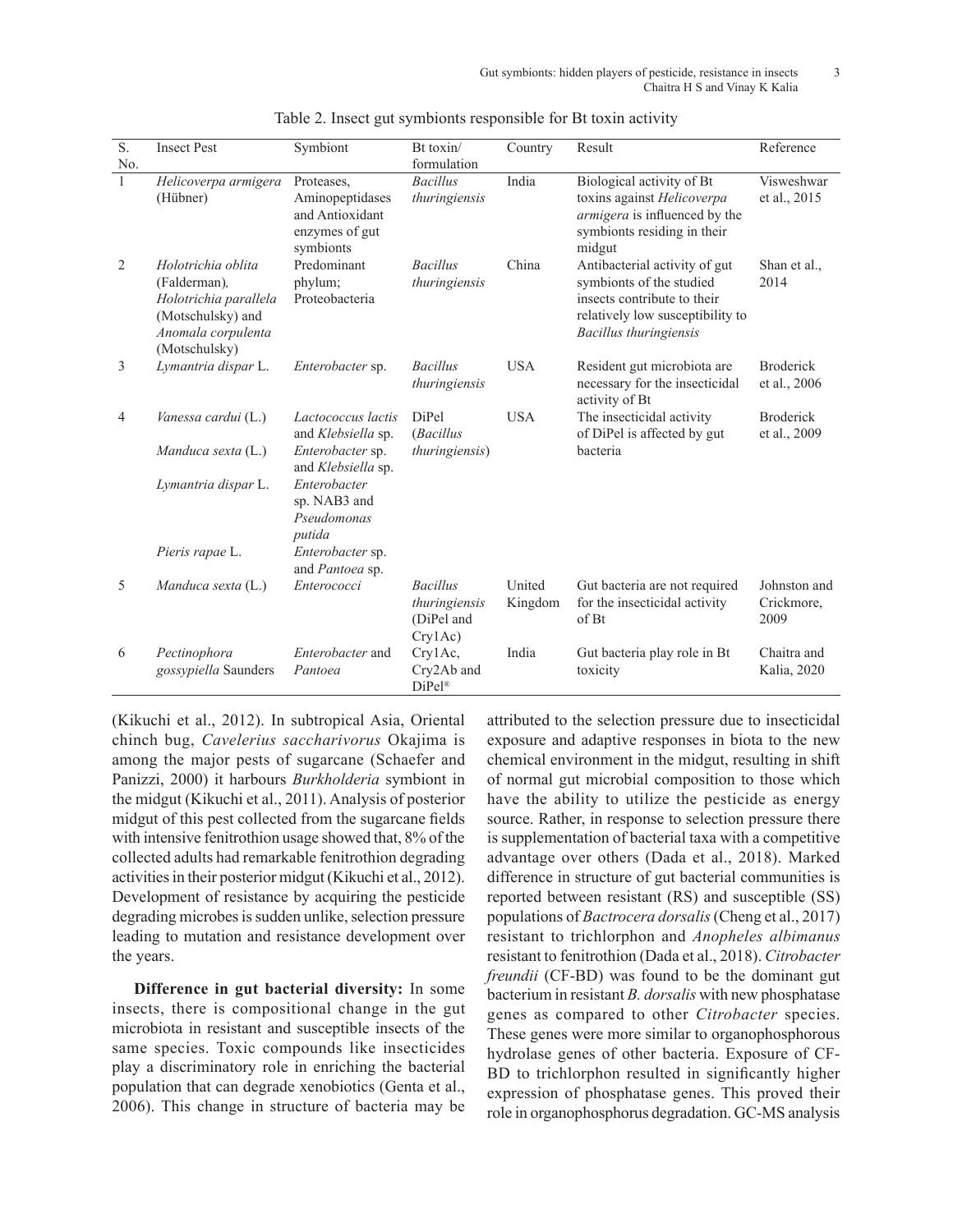Table 2. Insect gut symbionts responsible for Bt toxin activity

| S. No. | Insect Pest | Symbiont | Bt toxin/ formulation | Country | Result | Reference |
|---|---|---|---|---|---|---|
| 1 | *Helicoverpa armigera* (Hübner) | Proteases, Aminopeptidases and Antioxidant enzymes of gut symbionts | *Bacillus thuringiensis* | India | Biological activity of Bt toxins against *Helicoverpa armigera* is influenced by the symbionts residing in their midgut | Visweshwar et al., 2015 |
| 2 | *Holotrichia oblita* (Falderman), *Holotrichia parallela* (Motschulsky) and *Anomala corpulenta* (Motschulsky) | Predominant phylum; Proteobacteria | *Bacillus thuringiensis* | China | Antibacterial activity of gut symbionts of the studied insects contribute to their relatively low susceptibility to *Bacillus thuringiensis* | Shan et al., 2014 |
| 3 | *Lymantria dispar* L. | *Enterobacter* sp. | *Bacillus thuringiensis* | USA | Resident gut microbiota are necessary for the insecticidal activity of Bt | Broderick et al., 2006 |
| 4 | *Vanessa cardui* (L.) | *Lactococcus lactis* and *Klebsiella* sp. | DiPel (*Bacillus thuringiensis*) | USA | The insecticidal activity of DiPel is affected by gut bacteria | Broderick et al., 2009 |
| | *Manduca sexta* (L.) | *Enterobacter* sp. and *Klebsiella* sp. | | | | |
| | *Lymantria dispar* L. | *Enterobacter* sp. NAB3 and *Pseudomonas putida* | | | | |
| | *Pieris rapae* L. | *Enterobacter* sp. and *Pantoea* sp. | | | | |
| 5 | *Manduca sexta* (L.) | *Enterococci* | *Bacillus thuringiensis* (DiPel and Cry1Ac) | United Kingdom | Gut bacteria are not required for the insecticidal activity of Bt | Johnston and Crickmore, 2009 |
| 6 | *Pectinophora gossypiella* Saunders | *Enterobacter* and *Pantoea* | Cry1Ac, Cry2Ab and DiPel® | India | Gut bacteria play role in Bt toxicity | Chaitra and Kalia, 2020 |

(Kikuchi et al., 2012). In subtropical Asia, Oriental chinch bug, *Cavelerius saccharivorus* Okajima is among the major pests of sugarcane (Schaefer and Panizzi, 2000) it harbours *Burkholderia* symbiont in the midgut (Kikuchi et al., 2011). Analysis of posterior midgut of this pest collected from the sugarcane fields with intensive fenitrothion usage showed that, 8% of the collected adults had remarkable fenitrothion degrading activities in their posterior midgut (Kikuchi et al., 2012). Development of resistance by acquiring the pesticide degrading microbes is sudden unlike, selection pressure leading to mutation and resistance development over the years.

**Difference in gut bacterial diversity:** In some insects, there is compositional change in the gut microbiota in resistant and susceptible insects of the same species. Toxic compounds like insecticides play a discriminatory role in enriching the bacterial population that can degrade xenobiotics (Genta et al., 2006). This change in structure of bacteria may be attributed to the selection pressure due to insecticidal exposure and adaptive responses in biota to the new chemical environment in the midgut, resulting in shift of normal gut microbial composition to those which have the ability to utilize the pesticide as energy source. Rather, in response to selection pressure there is supplementation of bacterial taxa with a competitive advantage over others (Dada et al., 2018). Marked difference in structure of gut bacterial communities is reported between resistant (RS) and susceptible (SS) populations of *Bactrocera dorsalis* (Cheng et al., 2017) resistant to trichlorphon and *Anopheles albimanus* resistant to fenitrothion (Dada et al., 2018). *Citrobacter freundii* (CF-BD) was found to be the dominant gut bacterium in resistant *B. dorsalis* with new phosphatase genes as compared to other *Citrobacter* species. These genes were more similar to organophosphorous hydrolase genes of other bacteria. Exposure of CF-BD to trichlorphon resulted in significantly higher expression of phosphatase genes. This proved their role in organophosphorus degradation. GC-MS analysis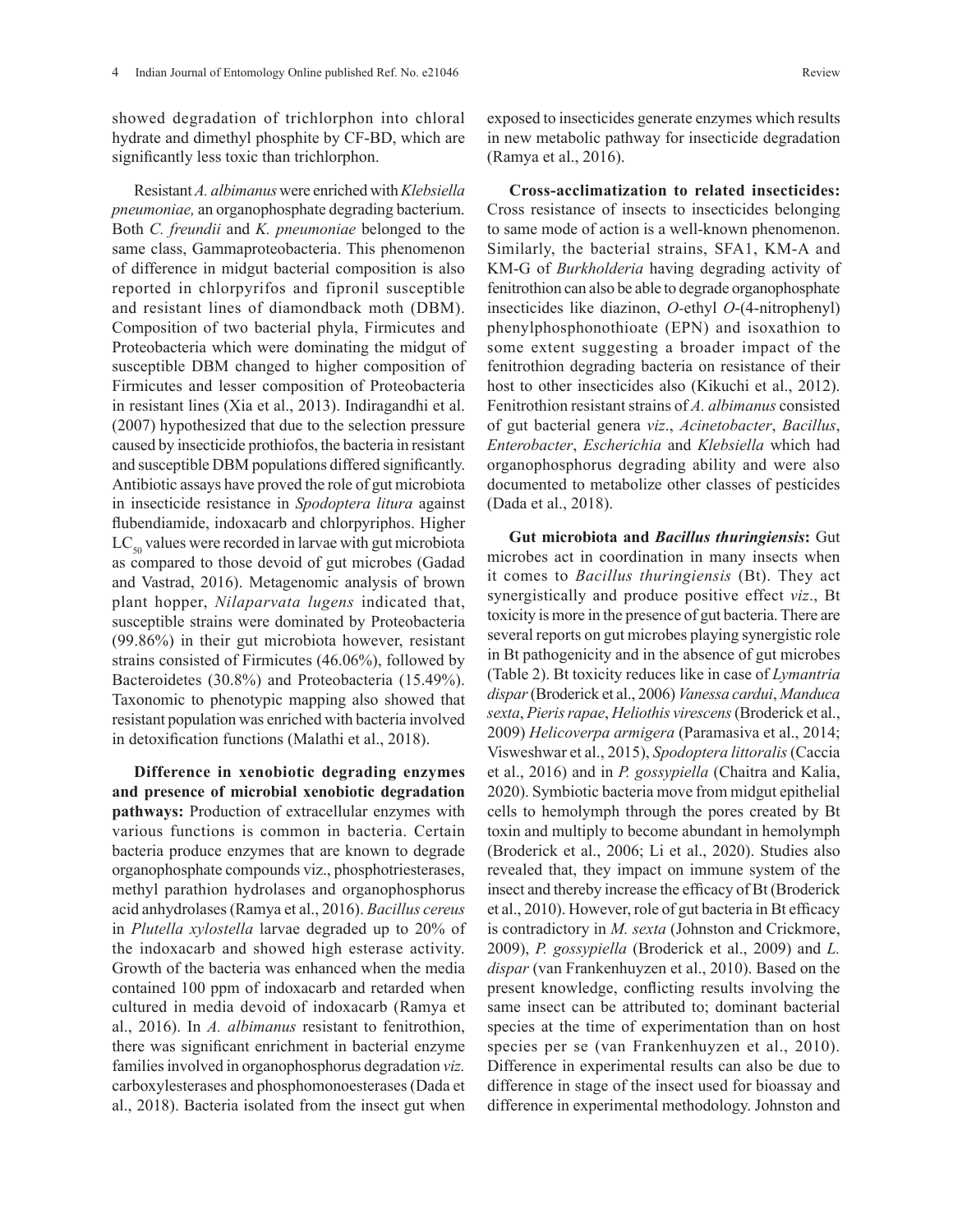showed degradation of trichlorphon into chloral hydrate and dimethyl phosphite by CF-BD, which are significantly less toxic than trichlorphon.

Resistant *A. albimanus* were enriched with *Klebsiella pneumoniae,* an organophosphate degrading bacterium. Both *C. freundii* and *K. pneumoniae* belonged to the same class, Gammaproteobacteria. This phenomenon of difference in midgut bacterial composition is also reported in chlorpyrifos and fipronil susceptible and resistant lines of diamondback moth (DBM). Composition of two bacterial phyla, Firmicutes and Proteobacteria which were dominating the midgut of susceptible DBM changed to higher composition of Firmicutes and lesser composition of Proteobacteria in resistant lines (Xia et al., 2013). Indiragandhi et al. (2007) hypothesized that due to the selection pressure caused by insecticide prothiofos, the bacteria in resistant and susceptible DBM populations differed significantly. Antibiotic assays have proved the role of gut microbiota in insecticide resistance in *Spodoptera litura* against flubendiamide, indoxacarb and chlorpyriphos. Higher $LC_{50}$ values were recorded in larvae with gut microbiota as compared to those devoid of gut microbes (Gadad and Vastrad, 2016). Metagenomic analysis of brown plant hopper, *Nilaparvata lugens* indicated that, susceptible strains were dominated by Proteobacteria (99.86%) in their gut microbiota however, resistant strains consisted of Firmicutes (46.06%), followed by Bacteroidetes (30.8%) and Proteobacteria (15.49%). Taxonomic to phenotypic mapping also showed that resistant population was enriched with bacteria involved in detoxification functions (Malathi et al., 2018).

**Difference in xenobiotic degrading enzymes and presence of microbial xenobiotic degradation pathways:** Production of extracellular enzymes with various functions is common in bacteria. Certain bacteria produce enzymes that are known to degrade organophosphate compounds viz., phosphotriesterases, methyl parathion hydrolases and organophosphorus acid anhydrolases (Ramya et al., 2016). *Bacillus cereus* in *Plutella xylostella* larvae degraded up to 20% of the indoxacarb and showed high esterase activity. Growth of the bacteria was enhanced when the media contained 100 ppm of indoxacarb and retarded when cultured in media devoid of indoxacarb (Ramya et al., 2016). In *A. albimanus* resistant to fenitrothion, there was significant enrichment in bacterial enzyme families involved in organophosphorus degradation *viz.* carboxylesterases and phosphomonoesterases (Dada et al., 2018). Bacteria isolated from the insect gut when exposed to insecticides generate enzymes which results in new metabolic pathway for insecticide degradation (Ramya et al., 2016).

**Cross-acclimatization to related insecticides:** Cross resistance of insects to insecticides belonging to same mode of action is a well-known phenomenon. Similarly, the bacterial strains, SFA1, KM-A and KM-G of *Burkholderia* having degrading activity of fenitrothion can also be able to degrade organophosphate insecticides like diazinon, *O*-ethyl *O*-(4-nitrophenyl) phenylphosphonothioate (EPN) and isoxathion to some extent suggesting a broader impact of the fenitrothion degrading bacteria on resistance of their host to other insecticides also (Kikuchi et al., 2012). Fenitrothion resistant strains of *A. albimanus* consisted of gut bacterial genera *viz*., *Acinetobacter*, *Bacillus*, *Enterobacter*, *Escherichia* and *Klebsiella* which had organophosphorus degrading ability and were also documented to metabolize other classes of pesticides (Dada et al., 2018).

**Gut microbiota and *Bacillus thuringiensis*:** Gut microbes act in coordination in many insects when it comes to *Bacillus thuringiensis* (Bt). They act synergistically and produce positive effect *viz*., Bt toxicity is more in the presence of gut bacteria. There are several reports on gut microbes playing synergistic role in Bt pathogenicity and in the absence of gut microbes (Table 2). Bt toxicity reduces like in case of *Lymantria dispar* (Broderick et al., 2006) *Vanessa cardui*, *Manduca sexta*, *Pieris rapae*, *Heliothis virescens* (Broderick et al., 2009) *Helicoverpa armigera* (Paramasiva et al., 2014; Visweshwar et al., 2015), *Spodoptera littoralis* (Caccia et al., 2016) and in *P. gossypiella* (Chaitra and Kalia, 2020). Symbiotic bacteria move from midgut epithelial cells to hemolymph through the pores created by Bt toxin and multiply to become abundant in hemolymph (Broderick et al., 2006; Li et al., 2020). Studies also revealed that, they impact on immune system of the insect and thereby increase the efficacy of Bt (Broderick et al., 2010). However, role of gut bacteria in Bt efficacy is contradictory in *M. sexta* (Johnston and Crickmore, 2009), *P. gossypiella* (Broderick et al., 2009) and *L. dispar* (van Frankenhuyzen et al., 2010). Based on the present knowledge, conflicting results involving the same insect can be attributed to; dominant bacterial species at the time of experimentation than on host species per se (van Frankenhuyzen et al., 2010). Difference in experimental results can also be due to difference in stage of the insect used for bioassay and difference in experimental methodology. Johnston and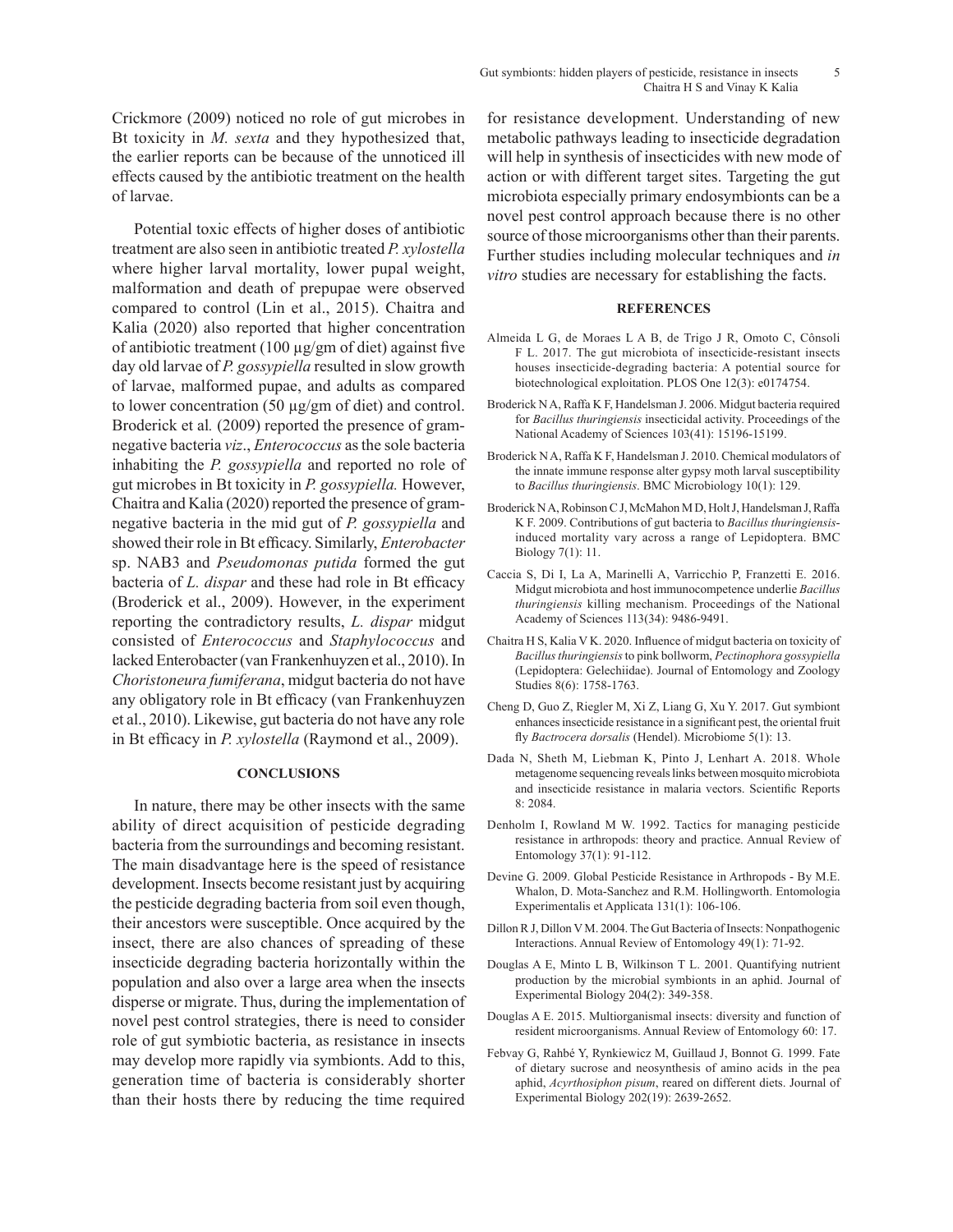Crickmore (2009) noticed no role of gut microbes in Bt toxicity in *M. sexta* and they hypothesized that, the earlier reports can be because of the unnoticed ill effects caused by the antibiotic treatment on the health of larvae.

Potential toxic effects of higher doses of antibiotic treatment are also seen in antibiotic treated *P. xylostella* where higher larval mortality, lower pupal weight, malformation and death of prepupae were observed compared to control (Lin et al., 2015). Chaitra and Kalia (2020) also reported that higher concentration of antibiotic treatment (100 µg/gm of diet) against five day old larvae of *P. gossypiella* resulted in slow growth of larvae, malformed pupae, and adults as compared to lower concentration (50 µg/gm of diet) and control. Broderick et al*.* (2009) reported the presence of gram-negative bacteria *viz*., *Enterococcus* as the sole bacteria inhabiting the *P. gossypiella* and reported no role of gut microbes in Bt toxicity in *P. gossypiella.* However, Chaitra and Kalia (2020) reported the presence of gram-negative bacteria in the mid gut of *P. gossypiella* and showed their role in Bt efficacy. Similarly, *Enterobacter* sp. NAB3 and *Pseudomonas putida* formed the gut bacteria of *L. dispar* and these had role in Bt efficacy (Broderick et al., 2009). However, in the experiment reporting the contradictory results, *L. dispar* midgut consisted of *Enterococcus* and *Staphylococcus* and lacked Enterobacter (van Frankenhuyzen et al., 2010). In *Choristoneura fumiferana*, midgut bacteria do not have any obligatory role in Bt efficacy (van Frankenhuyzen et al., 2010). Likewise, gut bacteria do not have any role in Bt efficacy in *P. xylostella* (Raymond et al., 2009).

## CONCLUSIONS

In nature, there may be other insects with the same ability of direct acquisition of pesticide degrading bacteria from the surroundings and becoming resistant. The main disadvantage here is the speed of resistance development. Insects become resistant just by acquiring the pesticide degrading bacteria from soil even though, their ancestors were susceptible. Once acquired by the insect, there are also chances of spreading of these insecticide degrading bacteria horizontally within the population and also over a large area when the insects disperse or migrate. Thus, during the implementation of novel pest control strategies, there is need to consider role of gut symbiotic bacteria, as resistance in insects may develop more rapidly via symbionts. Add to this, generation time of bacteria is considerably shorter than their hosts there by reducing the time required for resistance development. Understanding of new metabolic pathways leading to insecticide degradation will help in synthesis of insecticides with new mode of action or with different target sites. Targeting the gut microbiota especially primary endosymbionts can be a novel pest control approach because there is no other source of those microorganisms other than their parents. Further studies including molecular techniques and *in vitro* studies are necessary for establishing the facts.

## REFERENCES

Almeida L G, de Moraes L A B, de Trigo J R, Omoto C, Cônsoli F L. 2017. The gut microbiota of insecticide-resistant insects houses insecticide-degrading bacteria: A potential source for biotechnological exploitation. PLOS One 12(3): e0174754.

Broderick N A, Raffa K F, Handelsman J. 2006. Midgut bacteria required for *Bacillus thuringiensis* insecticidal activity. Proceedings of the National Academy of Sciences 103(41): 15196-15199.

Broderick N A, Raffa K F, Handelsman J. 2010. Chemical modulators of the innate immune response alter gypsy moth larval susceptibility to *Bacillus thuringiensis*. BMC Microbiology 10(1): 129.

Broderick N A, Robinson C J, McMahon M D, Holt J, Handelsman J, Raffa K F. 2009. Contributions of gut bacteria to *Bacillus thuringiensis*-induced mortality vary across a range of Lepidoptera. BMC Biology 7(1): 11.

Caccia S, Di I, La A, Marinelli A, Varricchio P, Franzetti E. 2016. Midgut microbiota and host immunocompetence underlie *Bacillus thuringiensis* killing mechanism. Proceedings of the National Academy of Sciences 113(34): 9486-9491.

Chaitra H S, Kalia V K. 2020. Influence of midgut bacteria on toxicity of *Bacillus thuringiensis* to pink bollworm, *Pectinophora gossypiella* (Lepidoptera: Gelechiidae). Journal of Entomology and Zoology Studies 8(6): 1758-1763.

Cheng D, Guo Z, Riegler M, Xi Z, Liang G, Xu Y. 2017. Gut symbiont enhances insecticide resistance in a significant pest, the oriental fruit fly *Bactrocera dorsalis* (Hendel). Microbiome 5(1): 13.

Dada N, Sheth M, Liebman K, Pinto J, Lenhart A. 2018. Whole metagenome sequencing reveals links between mosquito microbiota and insecticide resistance in malaria vectors. Scientific Reports 8: 2084.

Denholm I, Rowland M W. 1992. Tactics for managing pesticide resistance in arthropods: theory and practice. Annual Review of Entomology 37(1): 91-112.

Devine G. 2009. Global Pesticide Resistance in Arthropods - By M.E. Whalon, D. Mota-Sanchez and R.M. Hollingworth. Entomologia Experimentalis et Applicata 131(1): 106-106.

Dillon R J, Dillon V M. 2004. The Gut Bacteria of Insects: Nonpathogenic Interactions. Annual Review of Entomology 49(1): 71-92.

Douglas A E, Minto L B, Wilkinson T L. 2001. Quantifying nutrient production by the microbial symbionts in an aphid. Journal of Experimental Biology 204(2): 349-358.

Douglas A E. 2015. Multiorganismal insects: diversity and function of resident microorganisms. Annual Review of Entomology 60: 17.

Febvay G, Rahbé Y, Rynkiewicz M, Guillaud J, Bonnot G. 1999. Fate of dietary sucrose and neosynthesis of amino acids in the pea aphid, *Acyrthosiphon pisum*, reared on different diets. Journal of Experimental Biology 202(19): 2639-2652.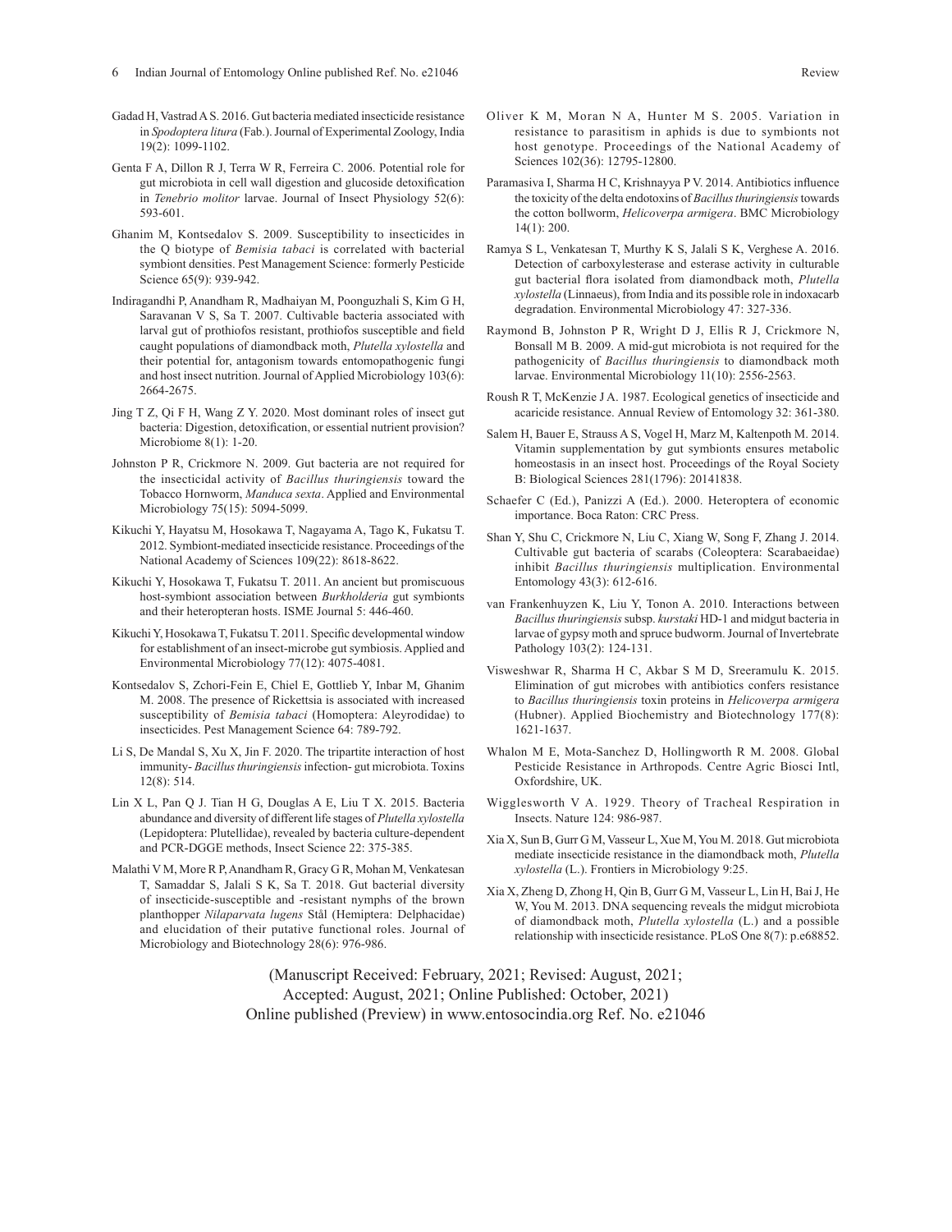Gadad H, Vastrad A S. 2016. Gut bacteria mediated insecticide resistance in *Spodoptera litura* (Fab.). Journal of Experimental Zoology, India 19(2): 1099-1102.

Genta F A, Dillon R J, Terra W R, Ferreira C. 2006. Potential role for gut microbiota in cell wall digestion and glucoside detoxification in *Tenebrio molitor* larvae. Journal of Insect Physiology 52(6): 593-601.

Ghanim M, Kontsedalov S. 2009. Susceptibility to insecticides in the Q biotype of *Bemisia tabaci* is correlated with bacterial symbiont densities. Pest Management Science: formerly Pesticide Science 65(9): 939-942.

Indiragandhi P, Anandham R, Madhaiyan M, Poonguzhali S, Kim G H, Saravanan V S, Sa T. 2007. Cultivable bacteria associated with larval gut of prothiofos resistant, prothiofos susceptible and field caught populations of diamondback moth, *Plutella xylostella* and their potential for, antagonism towards entomopathogenic fungi and host insect nutrition. Journal of Applied Microbiology 103(6): 2664-2675.

Jing T Z, Qi F H, Wang Z Y. 2020. Most dominant roles of insect gut bacteria: Digestion, detoxification, or essential nutrient provision? Microbiome 8(1): 1-20.

Johnston P R, Crickmore N. 2009. Gut bacteria are not required for the insecticidal activity of *Bacillus thuringiensis* toward the Tobacco Hornworm, *Manduca sexta*. Applied and Environmental Microbiology 75(15): 5094-5099.

Kikuchi Y, Hayatsu M, Hosokawa T, Nagayama A, Tago K, Fukatsu T. 2012. Symbiont-mediated insecticide resistance. Proceedings of the National Academy of Sciences 109(22): 8618-8622.

Kikuchi Y, Hosokawa T, Fukatsu T. 2011. An ancient but promiscuous host-symbiont association between *Burkholderia* gut symbionts and their heteropteran hosts. ISME Journal 5: 446-460.

Kikuchi Y, Hosokawa T, Fukatsu T. 2011. Specific developmental window for establishment of an insect-microbe gut symbiosis. Applied and Environmental Microbiology 77(12): 4075-4081.

Kontsedalov S, Zchori-Fein E, Chiel E, Gottlieb Y, Inbar M, Ghanim M. 2008. The presence of Rickettsia is associated with increased susceptibility of *Bemisia tabaci* (Homoptera: Aleyrodidae) to insecticides. Pest Management Science 64: 789-792.

Li S, De Mandal S, Xu X, Jin F. 2020. The tripartite interaction of host immunity- *Bacillus thuringiensis* infection- gut microbiota. Toxins 12(8): 514.

Lin X L, Pan Q J. Tian H G, Douglas A E, Liu T X. 2015. Bacteria abundance and diversity of different life stages of *Plutella xylostella* (Lepidoptera: Plutellidae), revealed by bacteria culture-dependent and PCR-DGGE methods, Insect Science 22: 375-385.

Malathi V M, More R P, Anandham R, Gracy G R, Mohan M, Venkatesan T, Samaddar S, Jalali S K, Sa T. 2018. Gut bacterial diversity of insecticide-susceptible and -resistant nymphs of the brown planthopper *Nilaparvata lugens* Stål (Hemiptera: Delphacidae) and elucidation of their putative functional roles. Journal of Microbiology and Biotechnology 28(6): 976-986.

Oliver K M, Moran N A, Hunter M S. 2005. Variation in resistance to parasitism in aphids is due to symbionts not host genotype. Proceedings of the National Academy of Sciences 102(36): 12795-12800.

Paramasiva I, Sharma H C, Krishnayya P V. 2014. Antibiotics influence the toxicity of the delta endotoxins of *Bacillus thuringiensis* towards the cotton bollworm, *Helicoverpa armigera*. BMC Microbiology 14(1): 200.

Ramya S L, Venkatesan T, Murthy K S, Jalali S K, Verghese A. 2016. Detection of carboxylesterase and esterase activity in culturable gut bacterial flora isolated from diamondback moth, *Plutella xylostella* (Linnaeus), from India and its possible role in indoxacarb degradation. Environmental Microbiology 47: 327-336.

Raymond B, Johnston P R, Wright D J, Ellis R J, Crickmore N, Bonsall M B. 2009. A mid-gut microbiota is not required for the pathogenicity of *Bacillus thuringiensis* to diamondback moth larvae. Environmental Microbiology 11(10): 2556-2563.

Roush R T, McKenzie J A. 1987. Ecological genetics of insecticide and acaricide resistance. Annual Review of Entomology 32: 361-380.

Salem H, Bauer E, Strauss A S, Vogel H, Marz M, Kaltenpoth M. 2014. Vitamin supplementation by gut symbionts ensures metabolic homeostasis in an insect host. Proceedings of the Royal Society B: Biological Sciences 281(1796): 20141838.

Schaefer C (Ed.), Panizzi A (Ed.). 2000. Heteroptera of economic importance. Boca Raton: CRC Press.

Shan Y, Shu C, Crickmore N, Liu C, Xiang W, Song F, Zhang J. 2014. Cultivable gut bacteria of scarabs (Coleoptera: Scarabaeidae) inhibit *Bacillus thuringiensis* multiplication. Environmental Entomology 43(3): 612-616.

van Frankenhuyzen K, Liu Y, Tonon A. 2010. Interactions between *Bacillus thuringiensis* subsp. *kurstaki* HD-1 and midgut bacteria in larvae of gypsy moth and spruce budworm. Journal of Invertebrate Pathology 103(2): 124-131.

Visweshwar R, Sharma H C, Akbar S M D, Sreeramulu K. 2015. Elimination of gut microbes with antibiotics confers resistance to *Bacillus thuringiensis* toxin proteins in *Helicoverpa armigera* (Hubner). Applied Biochemistry and Biotechnology 177(8): 1621-1637.

Whalon M E, Mota-Sanchez D, Hollingworth R M. 2008. Global Pesticide Resistance in Arthropods. Centre Agric Biosci Intl, Oxfordshire, UK.

Wigglesworth V A. 1929. Theory of Tracheal Respiration in Insects. Nature 124: 986-987.

Xia X, Sun B, Gurr G M, Vasseur L, Xue M, You M. 2018. Gut microbiota mediate insecticide resistance in the diamondback moth, *Plutella xylostella* (L.). Frontiers in Microbiology 9:25.

Xia X, Zheng D, Zhong H, Qin B, Gurr G M, Vasseur L, Lin H, Bai J, He W, You M. 2013. DNA sequencing reveals the midgut microbiota of diamondback moth, *Plutella xylostella* (L.) and a possible relationship with insecticide resistance. PLoS One 8(7): p.e68852.

(Manuscript Received: February, 2021; Revised: August, 2021;
Accepted: August, 2021; Online Published: October, 2021)
Online published (Preview) in www.entosocindia.org Ref. No. e21046